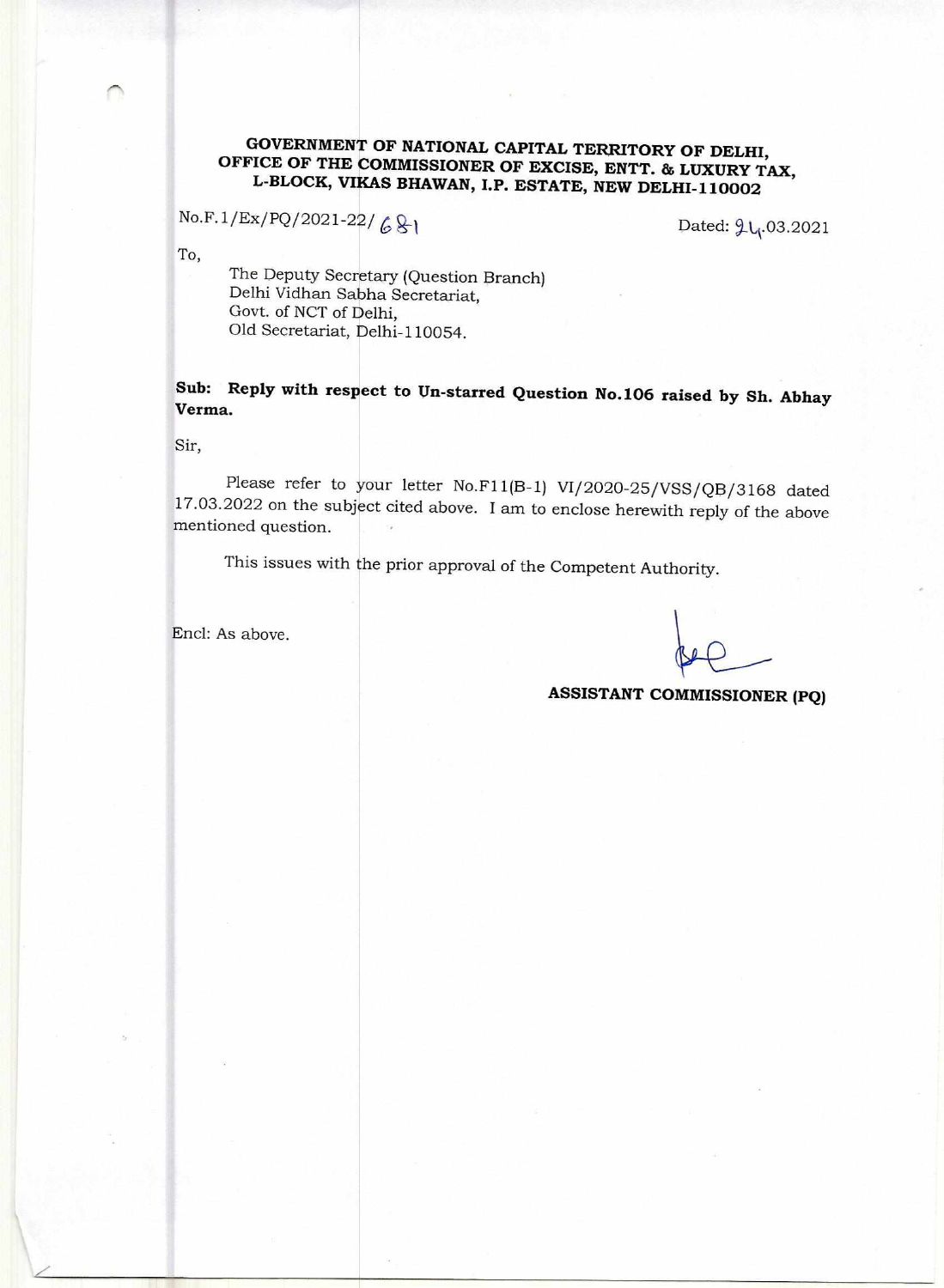**GOVERNMENT OF NATIONAL CAPITAL TERRITORY OF DELHI,**
**OFFICE OF THE COMMISSIONER OF EXCISE, ENTT. & LUXURY TAX,**
**L-BLOCK, VIKAS BHAWAN, I.P. ESTATE, NEW DELHI-110002**

No.F.1/Ex/PQ/2021-22/ 681 Dated: 24.03.2021

To,

The Deputy Secretary (Question Branch)
Delhi Vidhan Sabha Secretariat,
Govt. of NCT of Delhi,
Old Secretariat, Delhi-110054.

**Sub: Reply with respect to Un-starred Question No.106 raised by Sh. Abhay Verma.**

Sir,

Please refer to your letter No.F11(B-1) VI/2020-25/VSS/QB/3168 dated 17.03.2022 on the subject cited above. I am to enclose herewith reply of the above mentioned question.

This issues with the prior approval of the Competent Authority.

Encl: As above.

**ASSISTANT COMMISSIONER (PQ)**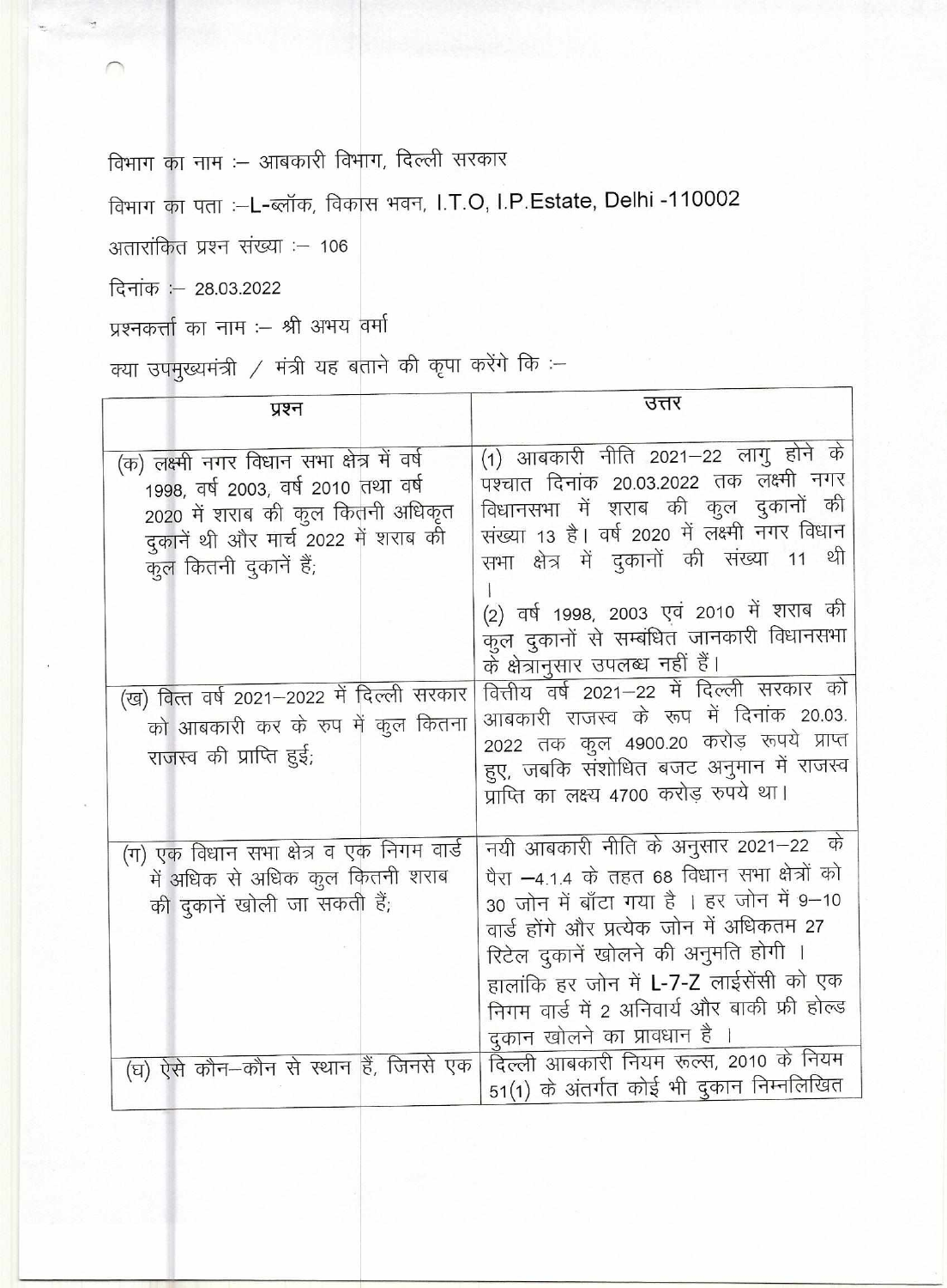विभाग का नाम :– आबकारी विभाग, दिल्ली सरकार

विभाग का पता :–L-ब्लॉक, विकास भवन, I.T.O, I.P.Estate, Delhi -110002

अतारांकित प्रश्न संख्या :– 106

दिनांक :– 28.03.2022

प्रश्नकर्त्ता का नाम :– श्री अभय वर्मा

क्या उपमुख्यमंत्री / मंत्री यह बताने की कृपा करेंगे कि :–

| प्रश्न | उत्तर |
|---|---|
| (क) लक्ष्मी नगर विधान सभा क्षेत्र में वर्ष 1998, वर्ष 2003, वर्ष 2010 तथा वर्ष 2020 में शराब की कुल कितनी अधिकृत दुकानें थी और मार्च 2022 में शराब की कुल कितनी दुकानें हैं; | (1) आबकारी नीति 2021–22 लागु होने के पश्चात दिनांक 20.03.2022 तक लक्ष्मी नगर विधानसभा में शराब की कुल दुकानों की संख्या 13 है। वर्ष 2020 में लक्ष्मी नगर विधान सभा क्षेत्र में दुकानों की संख्या 11 थी।<br>(2) वर्ष 1998, 2003 एवं 2010 में शराब की कुल दुकानों से सम्बंधित जानकारी विधानसभा के क्षेत्रानुसार उपलब्ध नहीं हैं। |
| (ख) वित्त वर्ष 2021–2022 में दिल्ली सरकार को आबकारी कर के रुप में कुल कितना राजस्व की प्राप्ति हुई; | वित्तीय वर्ष 2021–22 में दिल्ली सरकार को आबकारी राजस्व के रूप में दिनांक 20.03.2022 तक कुल 4900.20 करोड़ रूपये प्राप्त हुए, जबकि संशोधित बजट अनुमान में राजस्व प्राप्ति का लक्ष्य 4700 करोड़ रुपये था। |
| (ग) एक विधान सभा क्षेत्र व एक निगम वार्ड में अधिक से अधिक कुल कितनी शराब की दुकानें खोली जा सकती हैं; | नयी आबकारी नीति के अनुसार 2021–22 के पैरा –4.1.4 के तहत 68 विधान सभा क्षेत्रों को 30 जोन में बाँटा गया है । हर जोन में 9–10 वार्ड होंगे और प्रत्येक जोन में अधिकतम 27 रिटेल दुकानें खोलने की अनुमति होगी ।<br>हालांकि हर जोन में L-7-Z लाईसेंसी को एक निगम वार्ड में 2 अनिवार्य और बाकी फ्री होल्ड दुकान खोलने का प्रावधान है । |
| (घ) ऐसे कौन–कौन से स्थान हैं, जिनसे एक | दिल्ली आबकारी नियम रूल्स, 2010 के नियम 51(1) के अंतर्गत कोई भी दुकान निम्नलिखित |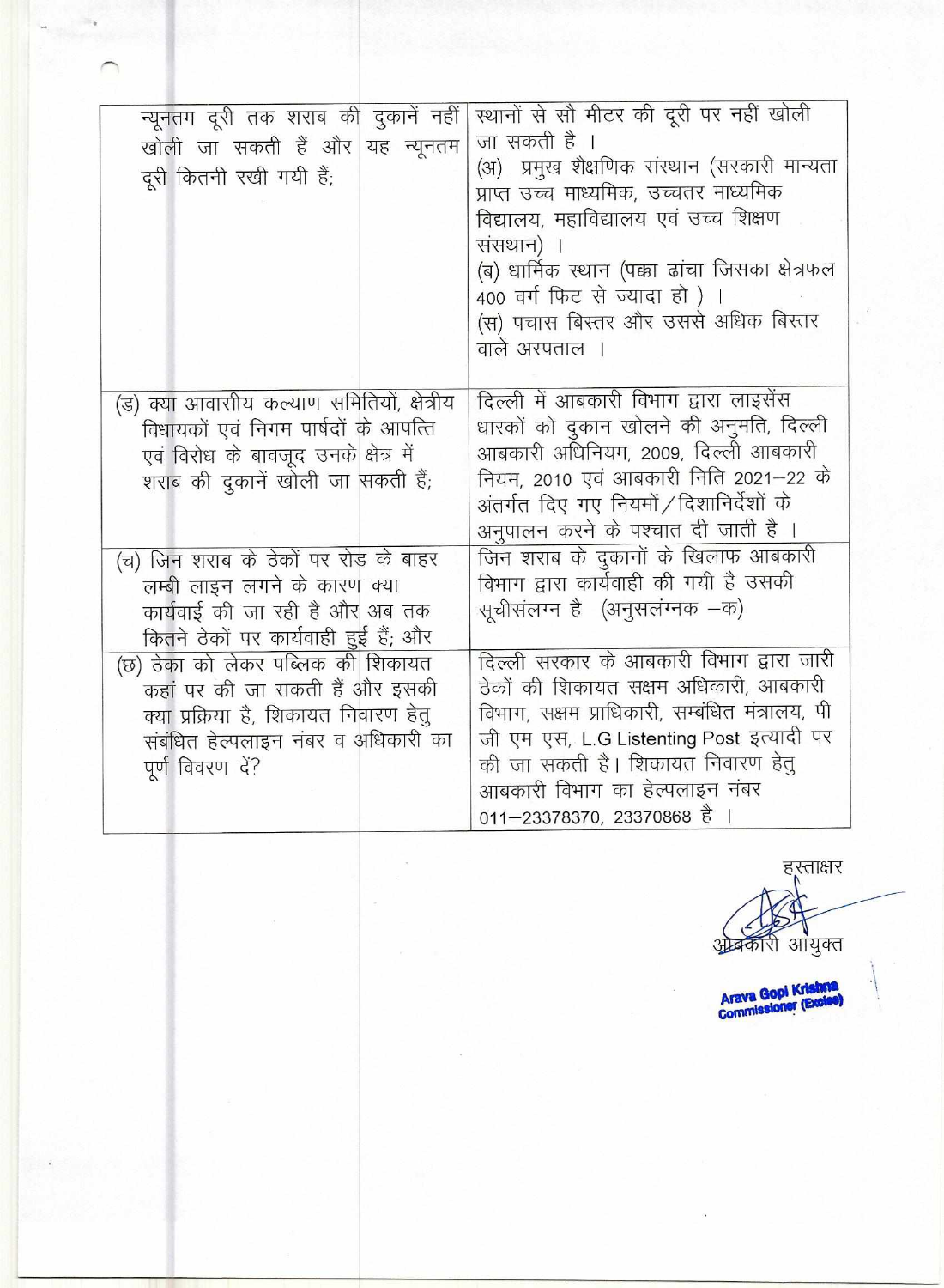| | |
|---|---|
| न्यूनतम दूरी तक शराब की दुकानें नहीं खोली जा सकती हैं और यह न्यूनतम दूरी कितनी रखी गयी हैं; | स्थानों से सौ मीटर की दूरी पर नहीं खोली जा सकती है ।<br>(अ) प्रमुख शैक्षणिक संस्थान (सरकारी मान्यता प्राप्त उच्च माध्यमिक, उच्चतर माध्यमिक विद्यालय, महाविद्यालय एवं उच्च शिक्षण संसथान) ।<br>(ब) धार्मिक स्थान (पक्का ढांचा जिसका क्षेत्रफल 400 वर्ग फिट से ज्यादा हो ) ।<br>(स) पचास बिस्तर और उससे अधिक बिस्तर वाले अस्पताल । |
| (ड) क्या आवासीय कल्याण समितियों, क्षेत्रीय विधायकों एवं निगम पार्षदों के आपत्ति एवं विरोध के बावजूद उनके क्षेत्र में शराब की दुकानें खोली जा सकती हैं; | दिल्ली में आबकारी विभाग द्वारा लाइसेंस धारकों को दुकान खोलने की अनुमति, दिल्ली आबकारी अधिनियम, 2009, दिल्ली आबकारी नियम, 2010 एवं आबकारी निति 2021–22 के अंतर्गत दिए गए नियमों / दिशानिर्देशों के अनुपालन करने के पश्चात दी जाती है । |
| (च) जिन शराब के ठेकों पर रोड के बाहर लम्बी लाइन लगने के कारण क्या कार्यवाई की जा रही है और अब तक कितने ठेकों पर कार्यवाही हुई हैं; और | जिन शराब के दुकानों के खिलाफ आबकारी विभाग द्वारा कार्यवाही की गयी है उसकी सूचीसंलग्न है (अनुसलंग्नक –क) |
| (छ) ठेका को लेकर पब्लिक की शिकायत कहां पर की जा सकती हैं और इसकी क्या प्रक्रिया है, शिकायत निवारण हेतु संबंधित हेल्पलाइन नंबर व अधिकारी का पूर्ण विवरण दें? | दिल्ली सरकार के आबकारी विभाग द्वारा जारी ठेकों की शिकायत सक्षम अधिकारी, आबकारी विभाग, सक्षम प्राधिकारी, सम्बंधित मंत्रालय, पी जी एम एस, L.G Listenting Post इत्यादी पर की जा सकती है। शिकायत निवारण हेतु आबकारी विभाग का हेल्पलाइन नंबर 011–23378370, 23370868 है । |

हस्ताक्षर

आबकारी आयुक्त

Arava Gopi Krishna
Commissioner (Excise)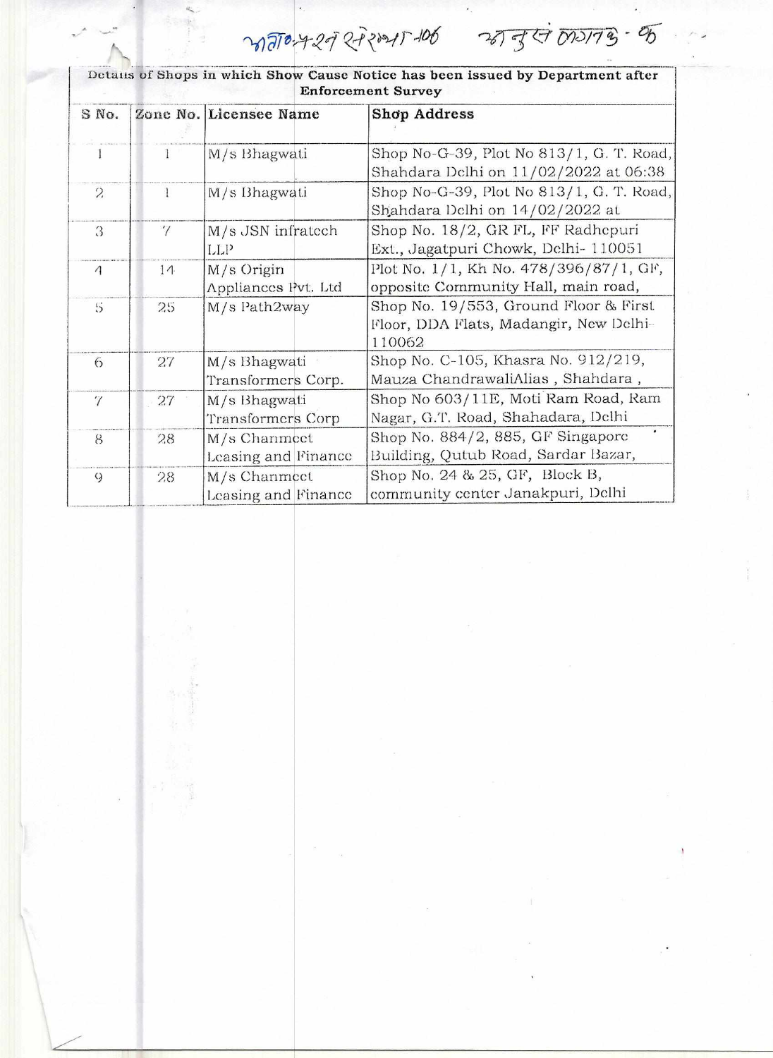आ०ना०न० २०२१-१०६ अनु सं ००१७३ - क

Details of Shops in which Show Cause Notice has been issued by Department after Enforcement Survey

| S No. | Zone No. | Licensee Name | Shop Address |
|---|---|---|---|
| 1 | 1 | M/s Bhagwati | Shop No-G-39, Plot No 813/1, G. T. Road, Shahdara Delhi on 11/02/2022 at 06:38 |
| 2 | 1 | M/s Bhagwati | Shop No-G-39, Plot No 813/1, G. T. Road, Shahdara Delhi on 14/02/2022 at |
| 3 | 7 | M/s JSN infratech LLP | Shop No. 18/2, GR FL, FF Radhepuri Ext., Jagatpuri Chowk, Delhi- 110051 |
| 4 | 14 | M/s Origin Appliances Pvt. Ltd | Plot No. 1/1, Kh No. 478/396/87/1, GF, opposite Community Hall, main road, |
| 5 | 25 | M/s Path2way | Shop No. 19/553, Ground Floor & First Floor, DDA Flats, Madangir, New Delhi-110062 |
| 6 | 27 | M/s Bhagwati Transformers Corp. | Shop No. C-105, Khasra No. 912/219, Mauza ChandrawaliAlias , Shahdara , |
| 7 | 27 | M/s Bhagwati Transformers Corp | Shop No 603/11E, Moti Ram Road, Ram Nagar, G.T. Road, Shahadara, Delhi |
| 8 | 28 | M/s Chanmeet Leasing and Finance | Shop No. 884/2, 885, GF Singapore Building, Qutub Road, Sardar Bazar, |
| 9 | 28 | M/s Chanmeet Leasing and Finance | Shop No. 24 & 25, GF, Block B, community center Janakpuri, Delhi |